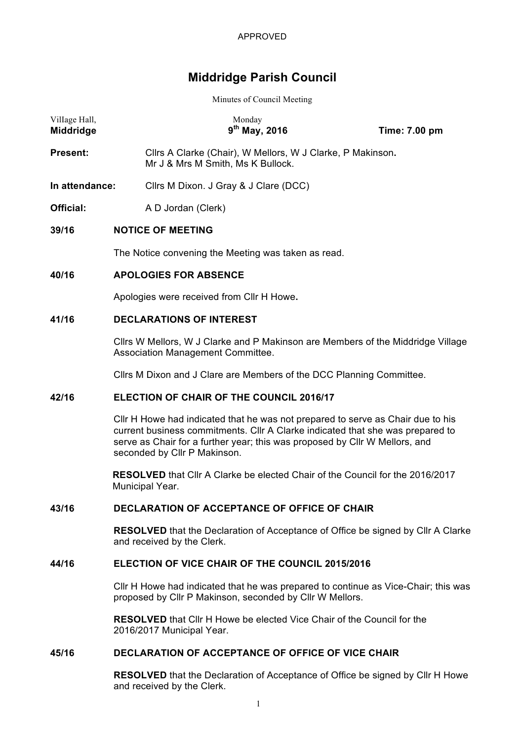APPROVED

# Middridge Parish Council

Minutes of Council Meeting

| Village Hall, | Monday | |
|---|---|---|
| **Middridge** | **9th May, 2016** | **Time: 7.00 pm** |

**Present:** Cllrs A Clarke (Chair), W Mellors, W J Clarke, P Makinson**.** Mr J & Mrs M Smith, Ms K Bullock.

**In attendance:** Cllrs M Dixon. J Gray & J Clare (DCC)

**Official:** A D Jordan (Clerk)

**39/16 NOTICE OF MEETING**

The Notice convening the Meeting was taken as read.

**40/16 APOLOGIES FOR ABSENCE**

Apologies were received from Cllr H Howe**.**

**41/16 DECLARATIONS OF INTEREST**

Cllrs W Mellors, W J Clarke and P Makinson are Members of the Middridge Village Association Management Committee.

Cllrs M Dixon and J Clare are Members of the DCC Planning Committee.

**42/16 ELECTION OF CHAIR OF THE COUNCIL 2016/17**

Cllr H Howe had indicated that he was not prepared to serve as Chair due to his current business commitments. Cllr A Clarke indicated that she was prepared to serve as Chair for a further year; this was proposed by Cllr W Mellors, and seconded by Cllr P Makinson.

**RESOLVED** that Cllr A Clarke be elected Chair of the Council for the 2016/2017 Municipal Year.

**43/16 DECLARATION OF ACCEPTANCE OF OFFICE OF CHAIR**

**RESOLVED** that the Declaration of Acceptance of Office be signed by Cllr A Clarke and received by the Clerk.

**44/16 ELECTION OF VICE CHAIR OF THE COUNCIL 2015/2016**

Cllr H Howe had indicated that he was prepared to continue as Vice-Chair; this was proposed by Cllr P Makinson, seconded by Cllr W Mellors.

**RESOLVED** that Cllr H Howe be elected Vice Chair of the Council for the 2016/2017 Municipal Year.

**45/16 DECLARATION OF ACCEPTANCE OF OFFICE OF VICE CHAIR**

**RESOLVED** that the Declaration of Acceptance of Office be signed by Cllr H Howe and received by the Clerk.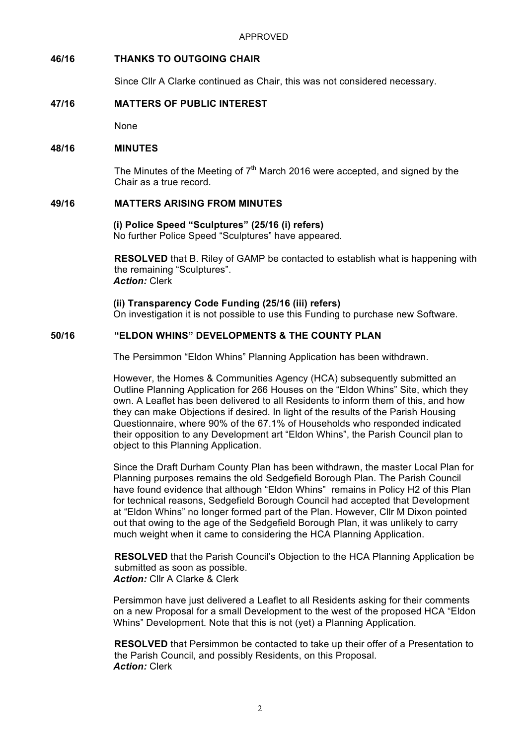APPROVED

**46/16 THANKS TO OUTGOING CHAIR**

Since Cllr A Clarke continued as Chair, this was not considered necessary.

**47/16 MATTERS OF PUBLIC INTEREST**

None

**48/16 MINUTES**

The Minutes of the Meeting of 7th March 2016 were accepted, and signed by the Chair as a true record.

**49/16 MATTERS ARISING FROM MINUTES**

**(i) Police Speed "Sculptures" (25/16 (i) refers)**
No further Police Speed "Sculptures" have appeared.

**RESOLVED** that B. Riley of GAMP be contacted to establish what is happening with the remaining "Sculptures".
***Action:*** Clerk

**(ii) Transparency Code Funding (25/16 (iii) refers)**
On investigation it is not possible to use this Funding to purchase new Software.

**50/16 "ELDON WHINS" DEVELOPMENTS & THE COUNTY PLAN**

The Persimmon "Eldon Whins" Planning Application has been withdrawn.

However, the Homes & Communities Agency (HCA) subsequently submitted an Outline Planning Application for 266 Houses on the "Eldon Whins" Site, which they own. A Leaflet has been delivered to all Residents to inform them of this, and how they can make Objections if desired. In light of the results of the Parish Housing Questionnaire, where 90% of the 67.1% of Households who responded indicated their opposition to any Development art "Eldon Whins", the Parish Council plan to object to this Planning Application.

Since the Draft Durham County Plan has been withdrawn, the master Local Plan for Planning purposes remains the old Sedgefield Borough Plan. The Parish Council have found evidence that although "Eldon Whins" remains in Policy H2 of this Plan for technical reasons, Sedgefield Borough Council had accepted that Development at "Eldon Whins" no longer formed part of the Plan. However, Cllr M Dixon pointed out that owing to the age of the Sedgefield Borough Plan, it was unlikely to carry much weight when it came to considering the HCA Planning Application.

**RESOLVED** that the Parish Council's Objection to the HCA Planning Application be submitted as soon as possible.
***Action:*** Cllr A Clarke & Clerk

Persimmon have just delivered a Leaflet to all Residents asking for their comments on a new Proposal for a small Development to the west of the proposed HCA "Eldon Whins" Development. Note that this is not (yet) a Planning Application.

**RESOLVED** that Persimmon be contacted to take up their offer of a Presentation to the Parish Council, and possibly Residents, on this Proposal.
***Action:*** Clerk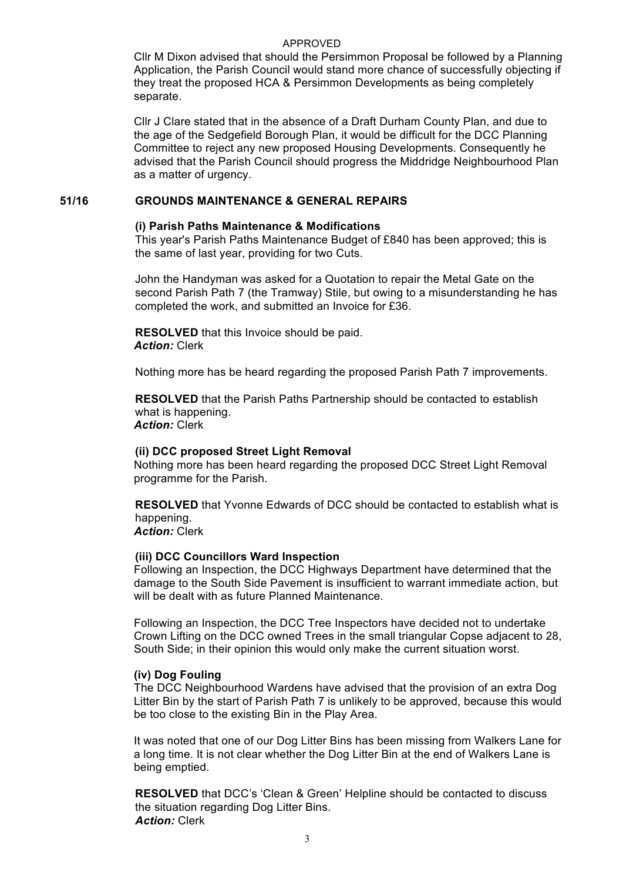APPROVED

Cllr M Dixon advised that should the Persimmon Proposal be followed by a Planning Application, the Parish Council would stand more chance of successfully objecting if they treat the proposed HCA & Persimmon Developments as being completely separate.

Cllr J Clare stated that in the absence of a Draft Durham County Plan, and due to the age of the Sedgefield Borough Plan, it would be difficult for the DCC Planning Committee to reject any new proposed Housing Developments. Consequently he advised that the Parish Council should progress the Middridge Neighbourhood Plan as a matter of urgency.

## 51/16 GROUNDS MAINTENANCE & GENERAL REPAIRS

**(i) Parish Paths Maintenance & Modifications**

This year's Parish Paths Maintenance Budget of £840 has been approved; this is the same of last year, providing for two Cuts.

John the Handyman was asked for a Quotation to repair the Metal Gate on the second Parish Path 7 (the Tramway) Stile, but owing to a misunderstanding he has completed the work, and submitted an Invoice for £36.

**RESOLVED** that this Invoice should be paid.
***Action:*** Clerk

Nothing more has be heard regarding the proposed Parish Path 7 improvements.

**RESOLVED** that the Parish Paths Partnership should be contacted to establish what is happening.
***Action:*** Clerk

**(ii) DCC proposed Street Light Removal**

Nothing more has been heard regarding the proposed DCC Street Light Removal programme for the Parish.

**RESOLVED** that Yvonne Edwards of DCC should be contacted to establish what is happening.
***Action:*** Clerk

**(iii) DCC Councillors Ward Inspection**

Following an Inspection, the DCC Highways Department have determined that the damage to the South Side Pavement is insufficient to warrant immediate action, but will be dealt with as future Planned Maintenance.

Following an Inspection, the DCC Tree Inspectors have decided not to undertake Crown Lifting on the DCC owned Trees in the small triangular Copse adjacent to 28, South Side; in their opinion this would only make the current situation worst.

**(iv) Dog Fouling**

The DCC Neighbourhood Wardens have advised that the provision of an extra Dog Litter Bin by the start of Parish Path 7 is unlikely to be approved, because this would be too close to the existing Bin in the Play Area.

It was noted that one of our Dog Litter Bins has been missing from Walkers Lane for a long time. It is not clear whether the Dog Litter Bin at the end of Walkers Lane is being emptied.

**RESOLVED** that DCC's 'Clean & Green' Helpline should be contacted to discuss the situation regarding Dog Litter Bins.
***Action:*** Clerk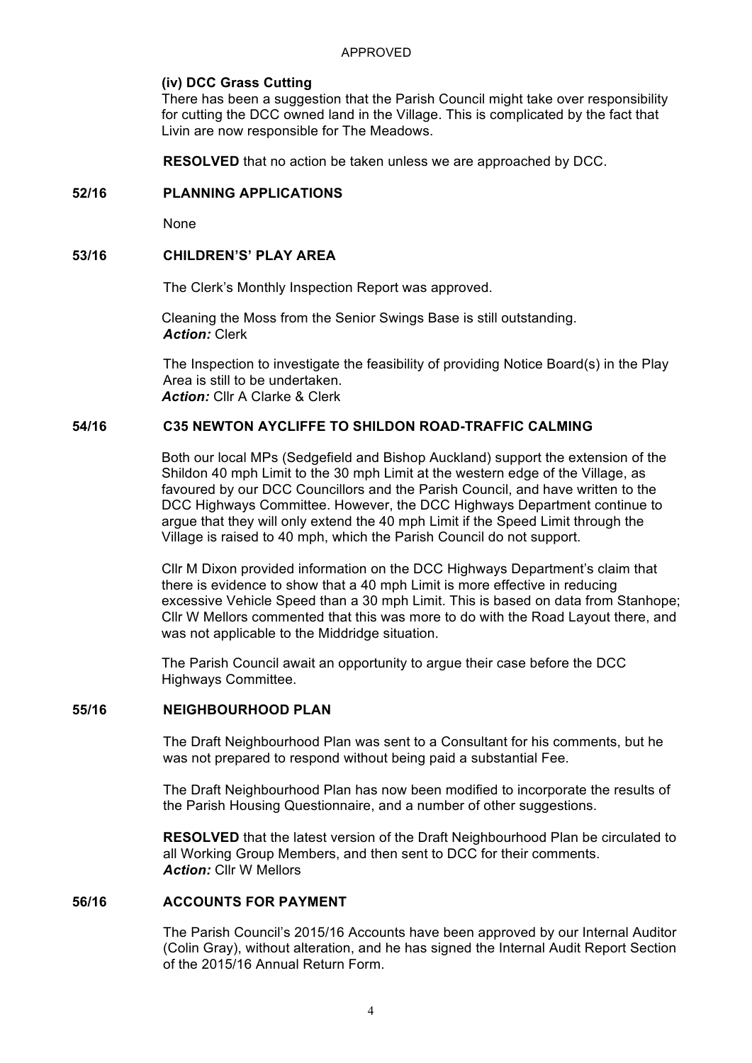APPROVED

### (iv) DCC Grass Cutting

There has been a suggestion that the Parish Council might take over responsibility for cutting the DCC owned land in the Village. This is complicated by the fact that Livin are now responsible for The Meadows.

**RESOLVED** that no action be taken unless we are approached by DCC.

## 52/16 PLANNING APPLICATIONS

None

## 53/16 CHILDREN'S' PLAY AREA

The Clerk's Monthly Inspection Report was approved.

Cleaning the Moss from the Senior Swings Base is still outstanding.
***Action:*** Clerk

The Inspection to investigate the feasibility of providing Notice Board(s) in the Play Area is still to be undertaken.
***Action:*** Cllr A Clarke & Clerk

## 54/16 C35 NEWTON AYCLIFFE TO SHILDON ROAD-TRAFFIC CALMING

Both our local MPs (Sedgefield and Bishop Auckland) support the extension of the Shildon 40 mph Limit to the 30 mph Limit at the western edge of the Village, as favoured by our DCC Councillors and the Parish Council, and have written to the DCC Highways Committee. However, the DCC Highways Department continue to argue that they will only extend the 40 mph Limit if the Speed Limit through the Village is raised to 40 mph, which the Parish Council do not support.

Cllr M Dixon provided information on the DCC Highways Department's claim that there is evidence to show that a 40 mph Limit is more effective in reducing excessive Vehicle Speed than a 30 mph Limit. This is based on data from Stanhope; Cllr W Mellors commented that this was more to do with the Road Layout there, and was not applicable to the Middridge situation.

The Parish Council await an opportunity to argue their case before the DCC Highways Committee.

## 55/16 NEIGHBOURHOOD PLAN

The Draft Neighbourhood Plan was sent to a Consultant for his comments, but he was not prepared to respond without being paid a substantial Fee.

The Draft Neighbourhood Plan has now been modified to incorporate the results of the Parish Housing Questionnaire, and a number of other suggestions.

**RESOLVED** that the latest version of the Draft Neighbourhood Plan be circulated to all Working Group Members, and then sent to DCC for their comments.
***Action:*** Cllr W Mellors

## 56/16 ACCOUNTS FOR PAYMENT

The Parish Council's 2015/16 Accounts have been approved by our Internal Auditor (Colin Gray), without alteration, and he has signed the Internal Audit Report Section of the 2015/16 Annual Return Form.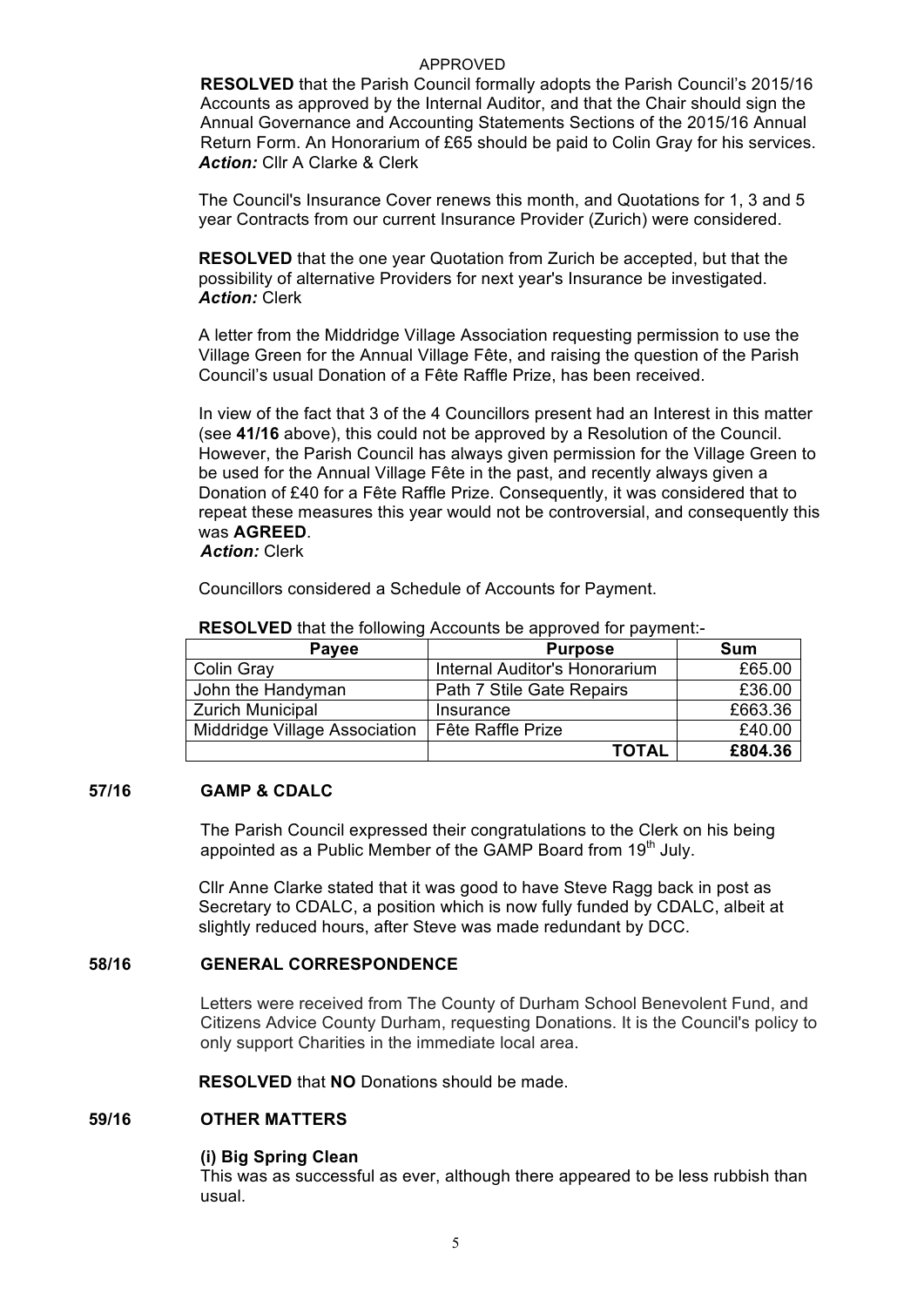APPROVED

**RESOLVED** that the Parish Council formally adopts the Parish Council's 2015/16 Accounts as approved by the Internal Auditor, and that the Chair should sign the Annual Governance and Accounting Statements Sections of the 2015/16 Annual Return Form. An Honorarium of £65 should be paid to Colin Gray for his services.
***Action:*** Cllr A Clarke & Clerk

The Council's Insurance Cover renews this month, and Quotations for 1, 3 and 5 year Contracts from our current Insurance Provider (Zurich) were considered.

**RESOLVED** that the one year Quotation from Zurich be accepted, but that the possibility of alternative Providers for next year's Insurance be investigated.
***Action:*** Clerk

A letter from the Middridge Village Association requesting permission to use the Village Green for the Annual Village Fête, and raising the question of the Parish Council's usual Donation of a Fête Raffle Prize, has been received.

In view of the fact that 3 of the 4 Councillors present had an Interest in this matter (see **41/16** above), this could not be approved by a Resolution of the Council. However, the Parish Council has always given permission for the Village Green to be used for the Annual Village Fête in the past, and recently always given a Donation of £40 for a Fête Raffle Prize. Consequently, it was considered that to repeat these measures this year would not be controversial, and consequently this was **AGREED**.
***Action:*** Clerk

Councillors considered a Schedule of Accounts for Payment.

**RESOLVED** that the following Accounts be approved for payment:-

| Payee | Purpose | Sum |
|---|---|---|
| Colin Gray | Internal Auditor's Honorarium | £65.00 |
| John the Handyman | Path 7 Stile Gate Repairs | £36.00 |
| Zurich Municipal | Insurance | £663.36 |
| Middridge Village Association | Fête Raffle Prize | £40.00 |
| | **TOTAL** | **£804.36** |

## 57/16 GAMP & CDALC

The Parish Council expressed their congratulations to the Clerk on his being appointed as a Public Member of the GAMP Board from 19th July.

Cllr Anne Clarke stated that it was good to have Steve Ragg back in post as Secretary to CDALC, a position which is now fully funded by CDALC, albeit at slightly reduced hours, after Steve was made redundant by DCC.

## 58/16 GENERAL CORRESPONDENCE

Letters were received from The County of Durham School Benevolent Fund, and Citizens Advice County Durham, requesting Donations. It is the Council's policy to only support Charities in the immediate local area.

**RESOLVED** that **NO** Donations should be made.

## 59/16 OTHER MATTERS

### (i) Big Spring Clean

This was as successful as ever, although there appeared to be less rubbish than usual.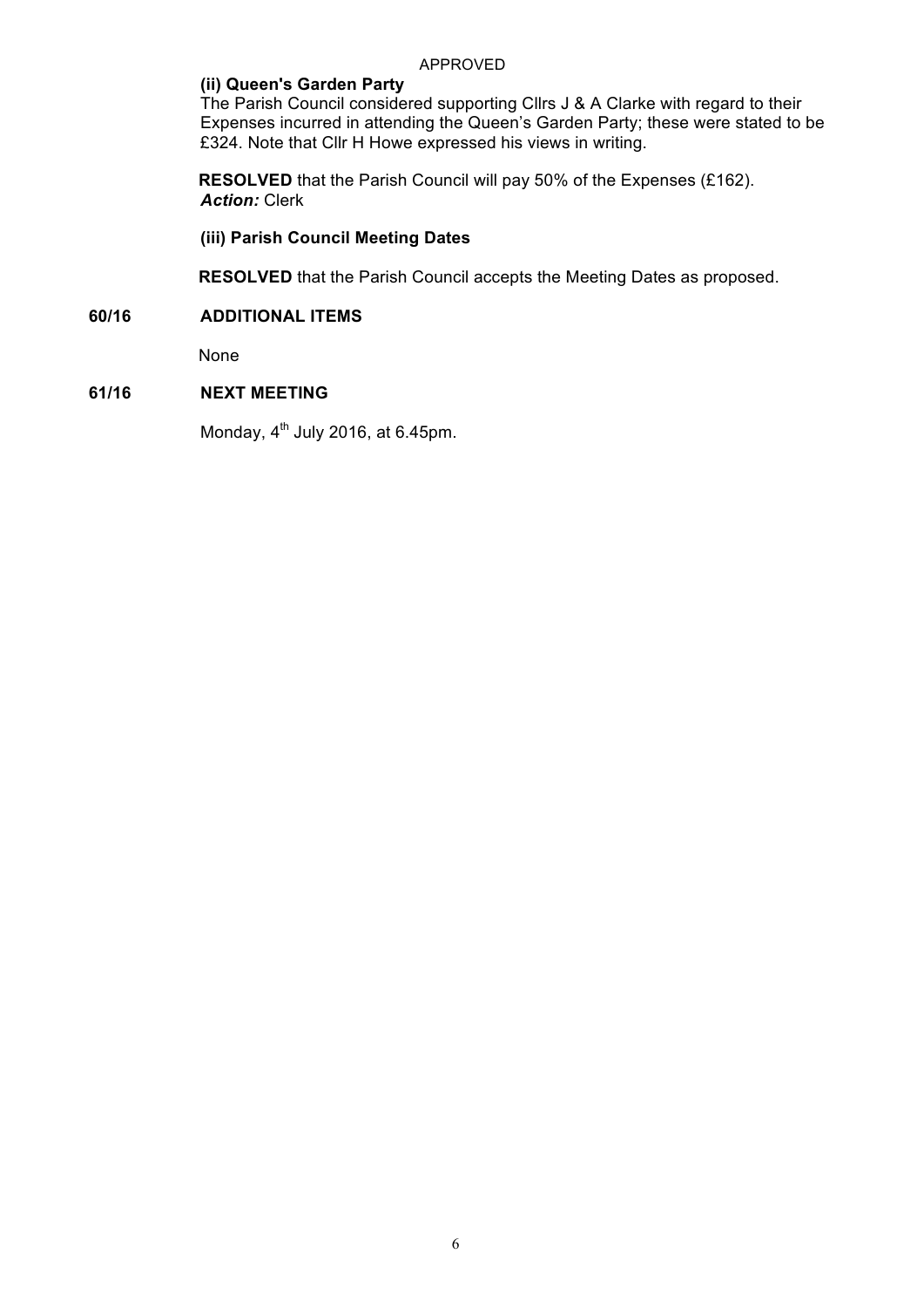APPROVED

**(ii) Queen's Garden Party**

The Parish Council considered supporting Cllrs J & A Clarke with regard to their Expenses incurred in attending the Queen's Garden Party; these were stated to be £324. Note that Cllr H Howe expressed his views in writing.

**RESOLVED** that the Parish Council will pay 50% of the Expenses (£162).
***Action:*** Clerk

**(iii) Parish Council Meeting Dates**

**RESOLVED** that the Parish Council accepts the Meeting Dates as proposed.

**60/16 ADDITIONAL ITEMS**

None

**61/16 NEXT MEETING**

Monday, 4th July 2016, at 6.45pm.